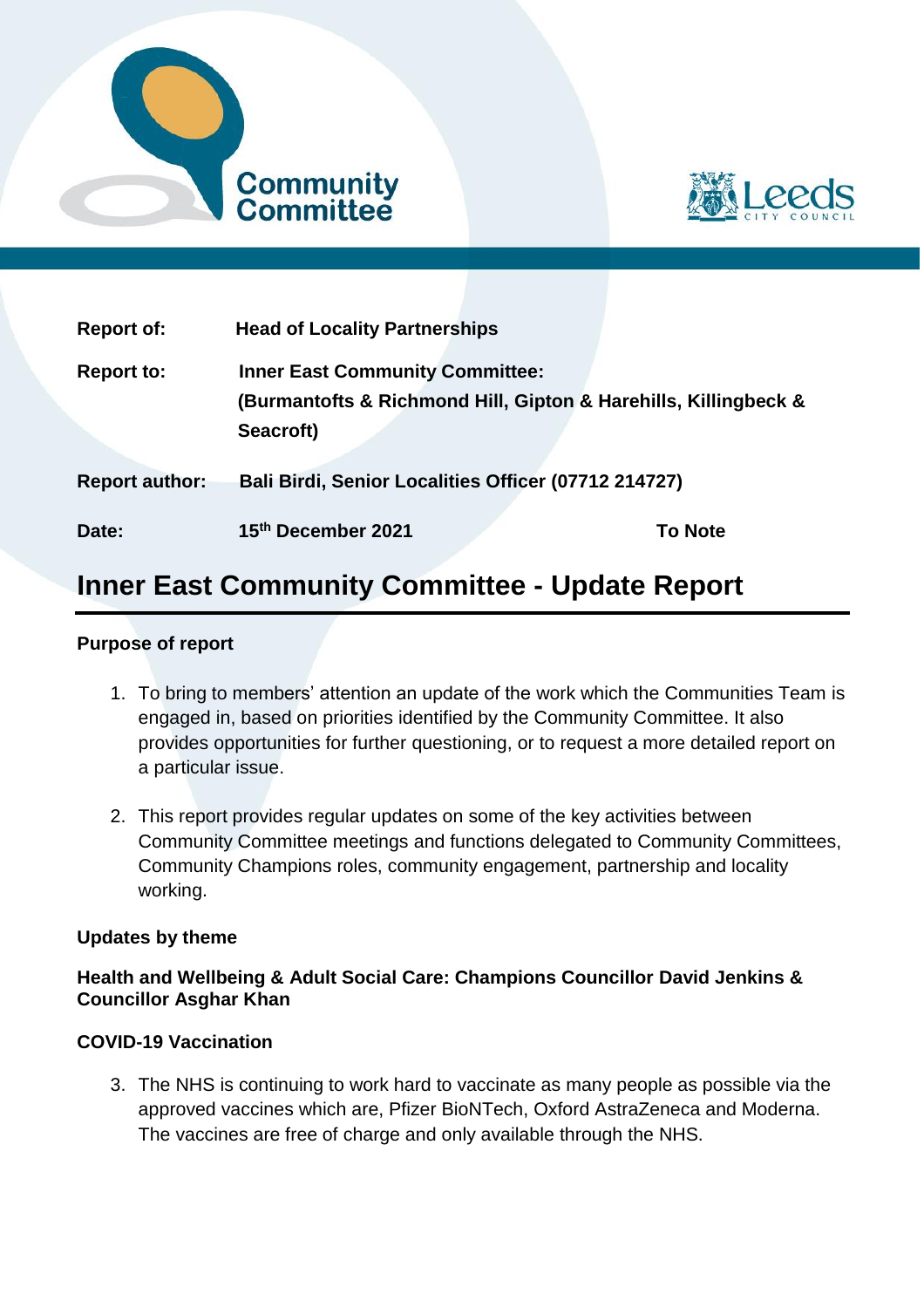Community Committee

Leeds CITY COUNCIL

| | | |
|---|---|---|
| **Report of:** | **Head of Locality Partnerships** | |
| **Report to:** | **Inner East Community Committee: (Burmantofts & Richmond Hill, Gipton & Harehills, Killingbeck & Seacroft)** | |
| **Report author:** | **Bali Birdi, Senior Localities Officer (07712 214727)** | |
| **Date:** | **15th December 2021** | **To Note** |

# Inner East Community Committee - Update Report

**Purpose of report**

1. To bring to members' attention an update of the work which the Communities Team is engaged in, based on priorities identified by the Community Committee. It also provides opportunities for further questioning, or to request a more detailed report on a particular issue.

2. This report provides regular updates on some of the key activities between Community Committee meetings and functions delegated to Community Committees, Community Champions roles, community engagement, partnership and locality working.

**Updates by theme**

**Health and Wellbeing & Adult Social Care: Champions Councillor David Jenkins & Councillor Asghar Khan**

**COVID-19 Vaccination**

3. The NHS is continuing to work hard to vaccinate as many people as possible via the approved vaccines which are, Pfizer BioNTech, Oxford AstraZeneca and Moderna. The vaccines are free of charge and only available through the NHS.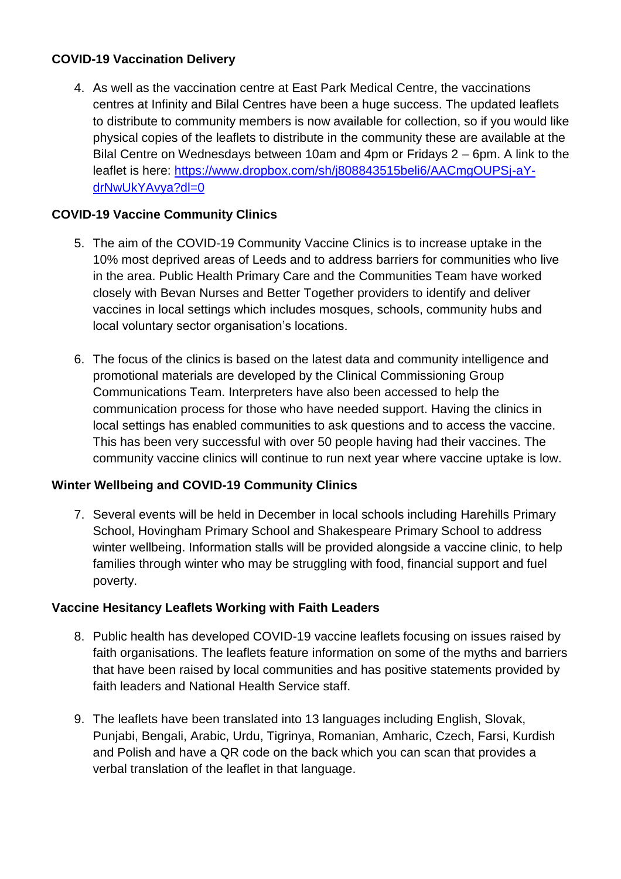**COVID-19 Vaccination Delivery**

4. As well as the vaccination centre at East Park Medical Centre, the vaccinations centres at Infinity and Bilal Centres have been a huge success. The updated leaflets to distribute to community members is now available for collection, so if you would like physical copies of the leaflets to distribute in the community these are available at the Bilal Centre on Wednesdays between 10am and 4pm or Fridays 2 – 6pm. A link to the leaflet is here: https://www.dropbox.com/sh/j808843515beli6/AACmgOUPSj-aY-drNwUkYAvya?dl=0

**COVID-19 Vaccine Community Clinics**

5. The aim of the COVID-19 Community Vaccine Clinics is to increase uptake in the 10% most deprived areas of Leeds and to address barriers for communities who live in the area. Public Health Primary Care and the Communities Team have worked closely with Bevan Nurses and Better Together providers to identify and deliver vaccines in local settings which includes mosques, schools, community hubs and local voluntary sector organisation's locations.

6. The focus of the clinics is based on the latest data and community intelligence and promotional materials are developed by the Clinical Commissioning Group Communications Team. Interpreters have also been accessed to help the communication process for those who have needed support. Having the clinics in local settings has enabled communities to ask questions and to access the vaccine. This has been very successful with over 50 people having had their vaccines. The community vaccine clinics will continue to run next year where vaccine uptake is low.

**Winter Wellbeing and COVID-19 Community Clinics**

7. Several events will be held in December in local schools including Harehills Primary School, Hovingham Primary School and Shakespeare Primary School to address winter wellbeing. Information stalls will be provided alongside a vaccine clinic, to help families through winter who may be struggling with food, financial support and fuel poverty.

**Vaccine Hesitancy Leaflets Working with Faith Leaders**

8. Public health has developed COVID-19 vaccine leaflets focusing on issues raised by faith organisations. The leaflets feature information on some of the myths and barriers that have been raised by local communities and has positive statements provided by faith leaders and National Health Service staff.

9. The leaflets have been translated into 13 languages including English, Slovak, Punjabi, Bengali, Arabic, Urdu, Tigrinya, Romanian, Amharic, Czech, Farsi, Kurdish and Polish and have a QR code on the back which you can scan that provides a verbal translation of the leaflet in that language.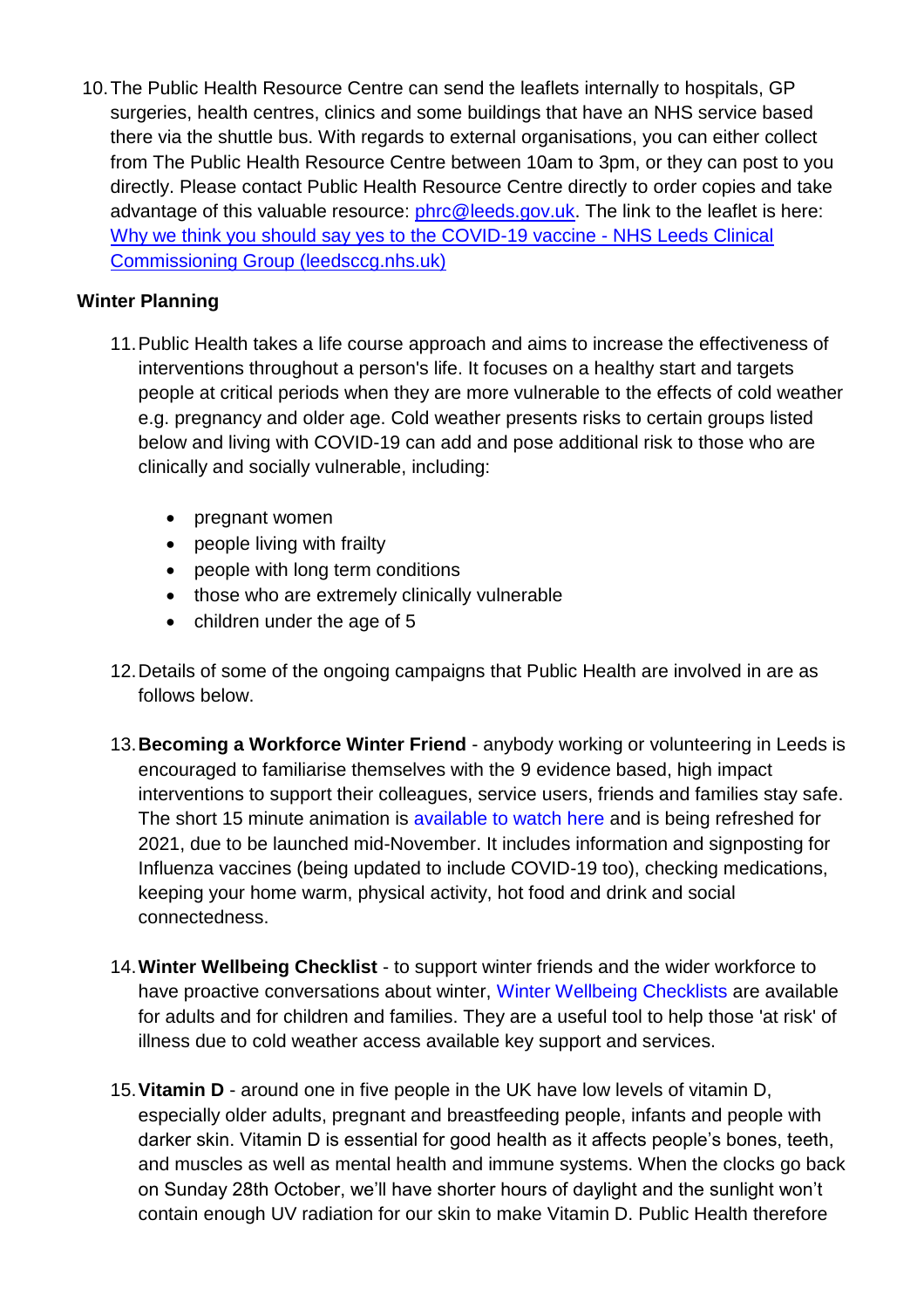10. The Public Health Resource Centre can send the leaflets internally to hospitals, GP surgeries, health centres, clinics and some buildings that have an NHS service based there via the shuttle bus. With regards to external organisations, you can either collect from The Public Health Resource Centre between 10am to 3pm, or they can post to you directly. Please contact Public Health Resource Centre directly to order copies and take advantage of this valuable resource: phrc@leeds.gov.uk. The link to the leaflet is here: Why we think you should say yes to the COVID-19 vaccine - NHS Leeds Clinical Commissioning Group (leedsccg.nhs.uk)

**Winter Planning**

11. Public Health takes a life course approach and aims to increase the effectiveness of interventions throughout a person's life. It focuses on a healthy start and targets people at critical periods when they are more vulnerable to the effects of cold weather e.g. pregnancy and older age. Cold weather presents risks to certain groups listed below and living with COVID-19 can add and pose additional risk to those who are clinically and socially vulnerable, including:

    - pregnant women
    - people living with frailty
    - people with long term conditions
    - those who are extremely clinically vulnerable
    - children under the age of 5

12. Details of some of the ongoing campaigns that Public Health are involved in are as follows below.

13. **Becoming a Workforce Winter Friend** - anybody working or volunteering in Leeds is encouraged to familiarise themselves with the 9 evidence based, high impact interventions to support their colleagues, service users, friends and families stay safe. The short 15 minute animation is available to watch here and is being refreshed for 2021, due to be launched mid-November. It includes information and signposting for Influenza vaccines (being updated to include COVID-19 too), checking medications, keeping your home warm, physical activity, hot food and drink and social connectedness.

14. **Winter Wellbeing Checklist** - to support winter friends and the wider workforce to have proactive conversations about winter, Winter Wellbeing Checklists are available for adults and for children and families. They are a useful tool to help those 'at risk' of illness due to cold weather access available key support and services.

15. **Vitamin D** - around one in five people in the UK have low levels of vitamin D, especially older adults, pregnant and breastfeeding people, infants and people with darker skin. Vitamin D is essential for good health as it affects people's bones, teeth, and muscles as well as mental health and immune systems. When the clocks go back on Sunday 28th October, we'll have shorter hours of daylight and the sunlight won't contain enough UV radiation for our skin to make Vitamin D. Public Health therefore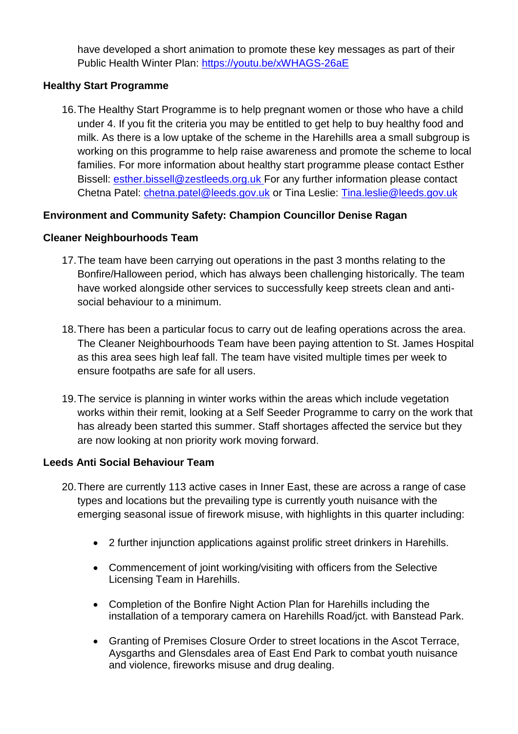have developed a short animation to promote these key messages as part of their Public Health Winter Plan: https://youtu.be/xWHAGS-26aE

**Healthy Start Programme**

16. The Healthy Start Programme is to help pregnant women or those who have a child under 4. If you fit the criteria you may be entitled to get help to buy healthy food and milk. As there is a low uptake of the scheme in the Harehills area a small subgroup is working on this programme to help raise awareness and promote the scheme to local families. For more information about healthy start programme please contact Esther Bissell: esther.bissell@zestleeds.org.uk For any further information please contact Chetna Patel: chetna.patel@leeds.gov.uk or Tina Leslie: Tina.leslie@leeds.gov.uk

**Environment and Community Safety: Champion Councillor Denise Ragan**

**Cleaner Neighbourhoods Team**

17. The team have been carrying out operations in the past 3 months relating to the Bonfire/Halloween period, which has always been challenging historically. The team have worked alongside other services to successfully keep streets clean and anti-social behaviour to a minimum.

18. There has been a particular focus to carry out de leafing operations across the area. The Cleaner Neighbourhoods Team have been paying attention to St. James Hospital as this area sees high leaf fall. The team have visited multiple times per week to ensure footpaths are safe for all users.

19. The service is planning in winter works within the areas which include vegetation works within their remit, looking at a Self Seeder Programme to carry on the work that has already been started this summer. Staff shortages affected the service but they are now looking at non priority work moving forward.

**Leeds Anti Social Behaviour Team**

20. There are currently 113 active cases in Inner East, these are across a range of case types and locations but the prevailing type is currently youth nuisance with the emerging seasonal issue of firework misuse, with highlights in this quarter including:

    - 2 further injunction applications against prolific street drinkers in Harehills.
    - Commencement of joint working/visiting with officers from the Selective Licensing Team in Harehills.
    - Completion of the Bonfire Night Action Plan for Harehills including the installation of a temporary camera on Harehills Road/jct. with Banstead Park.
    - Granting of Premises Closure Order to street locations in the Ascot Terrace, Aysgarths and Glensdales area of East End Park to combat youth nuisance and violence, fireworks misuse and drug dealing.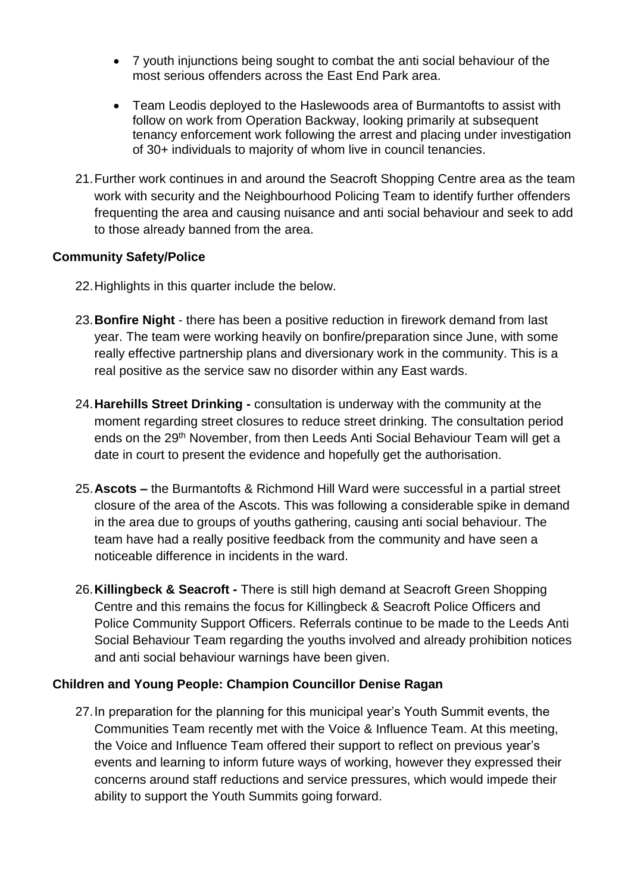- 7 youth injunctions being sought to combat the anti social behaviour of the most serious offenders across the East End Park area.

- Team Leodis deployed to the Haslewoods area of Burmantofts to assist with follow on work from Operation Backway, looking primarily at subsequent tenancy enforcement work following the arrest and placing under investigation of 30+ individuals to majority of whom live in council tenancies.

21. Further work continues in and around the Seacroft Shopping Centre area as the team work with security and the Neighbourhood Policing Team to identify further offenders frequenting the area and causing nuisance and anti social behaviour and seek to add to those already banned from the area.

**Community Safety/Police**

22. Highlights in this quarter include the below.

23. **Bonfire Night** - there has been a positive reduction in firework demand from last year. The team were working heavily on bonfire/preparation since June, with some really effective partnership plans and diversionary work in the community. This is a real positive as the service saw no disorder within any East wards.

24. **Harehills Street Drinking -** consultation is underway with the community at the moment regarding street closures to reduce street drinking. The consultation period ends on the 29th November, from then Leeds Anti Social Behaviour Team will get a date in court to present the evidence and hopefully get the authorisation.

25. **Ascots –** the Burmantofts & Richmond Hill Ward were successful in a partial street closure of the area of the Ascots. This was following a considerable spike in demand in the area due to groups of youths gathering, causing anti social behaviour. The team have had a really positive feedback from the community and have seen a noticeable difference in incidents in the ward.

26. **Killingbeck & Seacroft -** There is still high demand at Seacroft Green Shopping Centre and this remains the focus for Killingbeck & Seacroft Police Officers and Police Community Support Officers. Referrals continue to be made to the Leeds Anti Social Behaviour Team regarding the youths involved and already prohibition notices and anti social behaviour warnings have been given.

**Children and Young People: Champion Councillor Denise Ragan**

27. In preparation for the planning for this municipal year's Youth Summit events, the Communities Team recently met with the Voice & Influence Team. At this meeting, the Voice and Influence Team offered their support to reflect on previous year's events and learning to inform future ways of working, however they expressed their concerns around staff reductions and service pressures, which would impede their ability to support the Youth Summits going forward.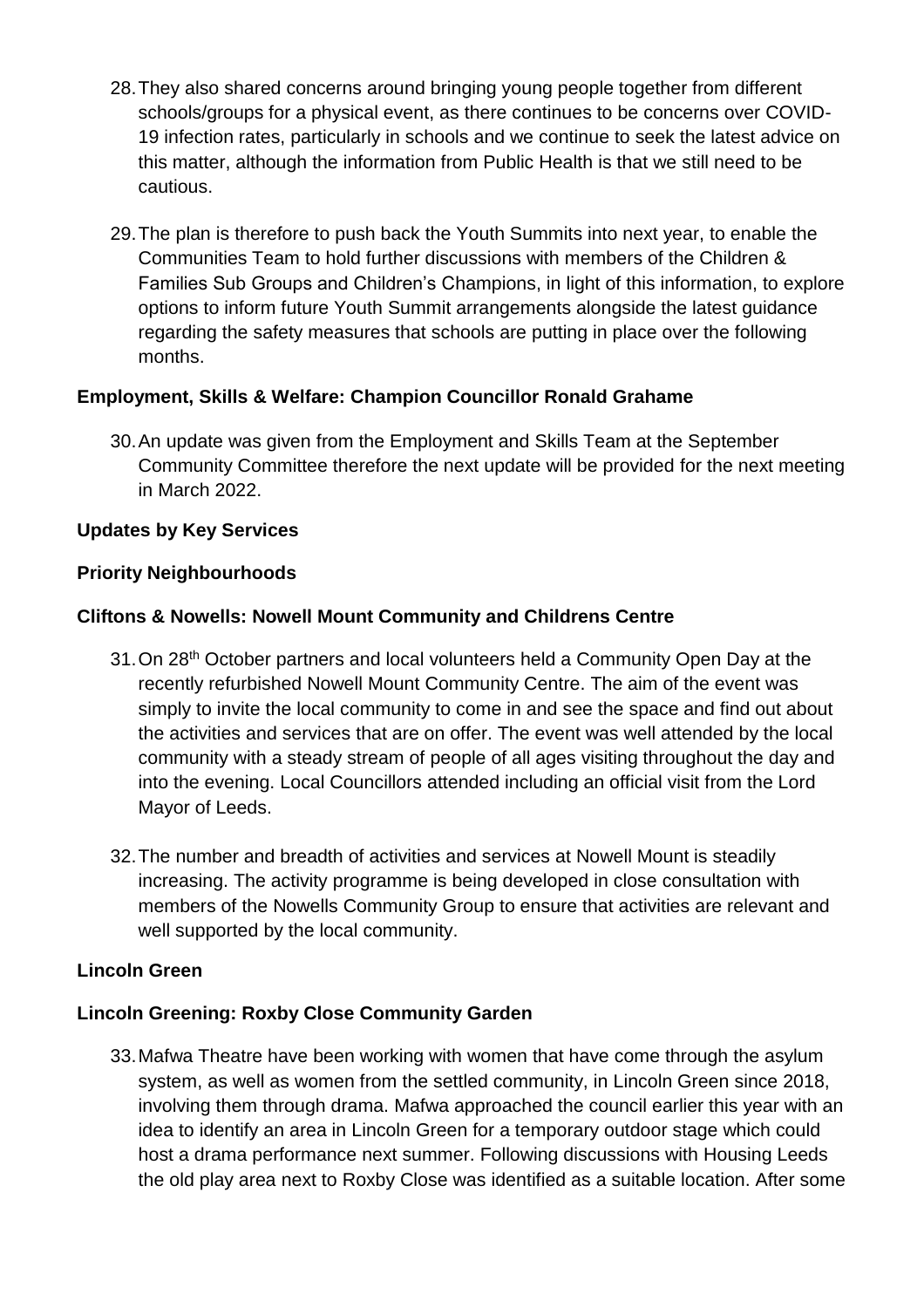28. They also shared concerns around bringing young people together from different schools/groups for a physical event, as there continues to be concerns over COVID-19 infection rates, particularly in schools and we continue to seek the latest advice on this matter, although the information from Public Health is that we still need to be cautious.

29. The plan is therefore to push back the Youth Summits into next year, to enable the Communities Team to hold further discussions with members of the Children & Families Sub Groups and Children's Champions, in light of this information, to explore options to inform future Youth Summit arrangements alongside the latest guidance regarding the safety measures that schools are putting in place over the following months.

**Employment, Skills & Welfare: Champion Councillor Ronald Grahame**

30. An update was given from the Employment and Skills Team at the September Community Committee therefore the next update will be provided for the next meeting in March 2022.

**Updates by Key Services**

**Priority Neighbourhoods**

**Cliftons & Nowells: Nowell Mount Community and Childrens Centre**

31. On 28th October partners and local volunteers held a Community Open Day at the recently refurbished Nowell Mount Community Centre. The aim of the event was simply to invite the local community to come in and see the space and find out about the activities and services that are on offer. The event was well attended by the local community with a steady stream of people of all ages visiting throughout the day and into the evening. Local Councillors attended including an official visit from the Lord Mayor of Leeds.

32. The number and breadth of activities and services at Nowell Mount is steadily increasing. The activity programme is being developed in close consultation with members of the Nowells Community Group to ensure that activities are relevant and well supported by the local community.

**Lincoln Green**

**Lincoln Greening: Roxby Close Community Garden**

33. Mafwa Theatre have been working with women that have come through the asylum system, as well as women from the settled community, in Lincoln Green since 2018, involving them through drama. Mafwa approached the council earlier this year with an idea to identify an area in Lincoln Green for a temporary outdoor stage which could host a drama performance next summer. Following discussions with Housing Leeds the old play area next to Roxby Close was identified as a suitable location. After some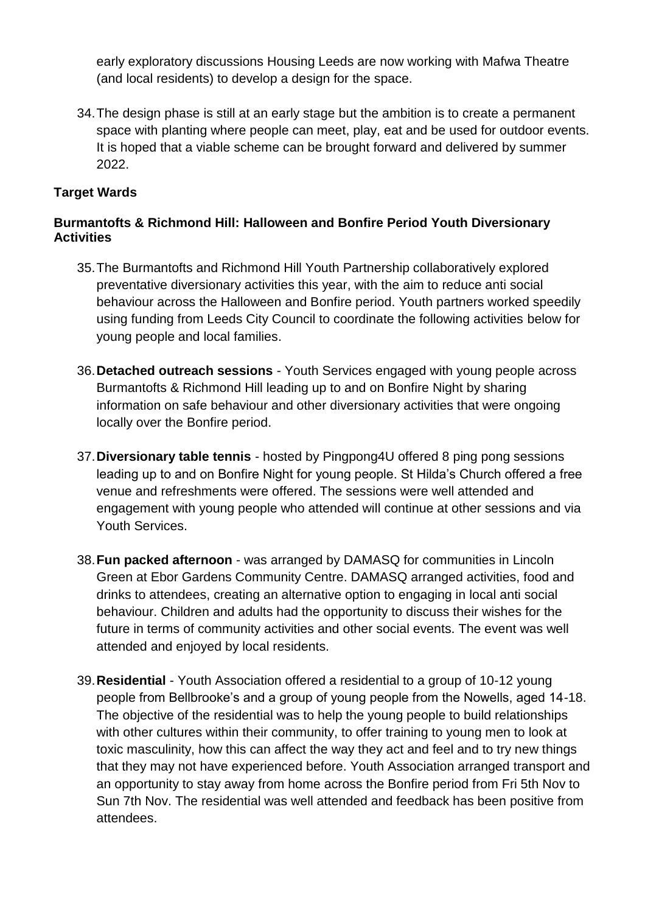early exploratory discussions Housing Leeds are now working with Mafwa Theatre (and local residents) to develop a design for the space.

34. The design phase is still at an early stage but the ambition is to create a permanent space with planting where people can meet, play, eat and be used for outdoor events. It is hoped that a viable scheme can be brought forward and delivered by summer 2022.

**Target Wards**

**Burmantofts & Richmond Hill: Halloween and Bonfire Period Youth Diversionary Activities**

35. The Burmantofts and Richmond Hill Youth Partnership collaboratively explored preventative diversionary activities this year, with the aim to reduce anti social behaviour across the Halloween and Bonfire period. Youth partners worked speedily using funding from Leeds City Council to coordinate the following activities below for young people and local families.

36. **Detached outreach sessions** - Youth Services engaged with young people across Burmantofts & Richmond Hill leading up to and on Bonfire Night by sharing information on safe behaviour and other diversionary activities that were ongoing locally over the Bonfire period.

37. **Diversionary table tennis** - hosted by Pingpong4U offered 8 ping pong sessions leading up to and on Bonfire Night for young people. St Hilda's Church offered a free venue and refreshments were offered. The sessions were well attended and engagement with young people who attended will continue at other sessions and via Youth Services.

38. **Fun packed afternoon** - was arranged by DAMASQ for communities in Lincoln Green at Ebor Gardens Community Centre. DAMASQ arranged activities, food and drinks to attendees, creating an alternative option to engaging in local anti social behaviour. Children and adults had the opportunity to discuss their wishes for the future in terms of community activities and other social events. The event was well attended and enjoyed by local residents.

39. **Residential** - Youth Association offered a residential to a group of 10-12 young people from Bellbrooke's and a group of young people from the Nowells, aged 14-18. The objective of the residential was to help the young people to build relationships with other cultures within their community, to offer training to young men to look at toxic masculinity, how this can affect the way they act and feel and to try new things that they may not have experienced before. Youth Association arranged transport and an opportunity to stay away from home across the Bonfire period from Fri 5th Nov to Sun 7th Nov. The residential was well attended and feedback has been positive from attendees.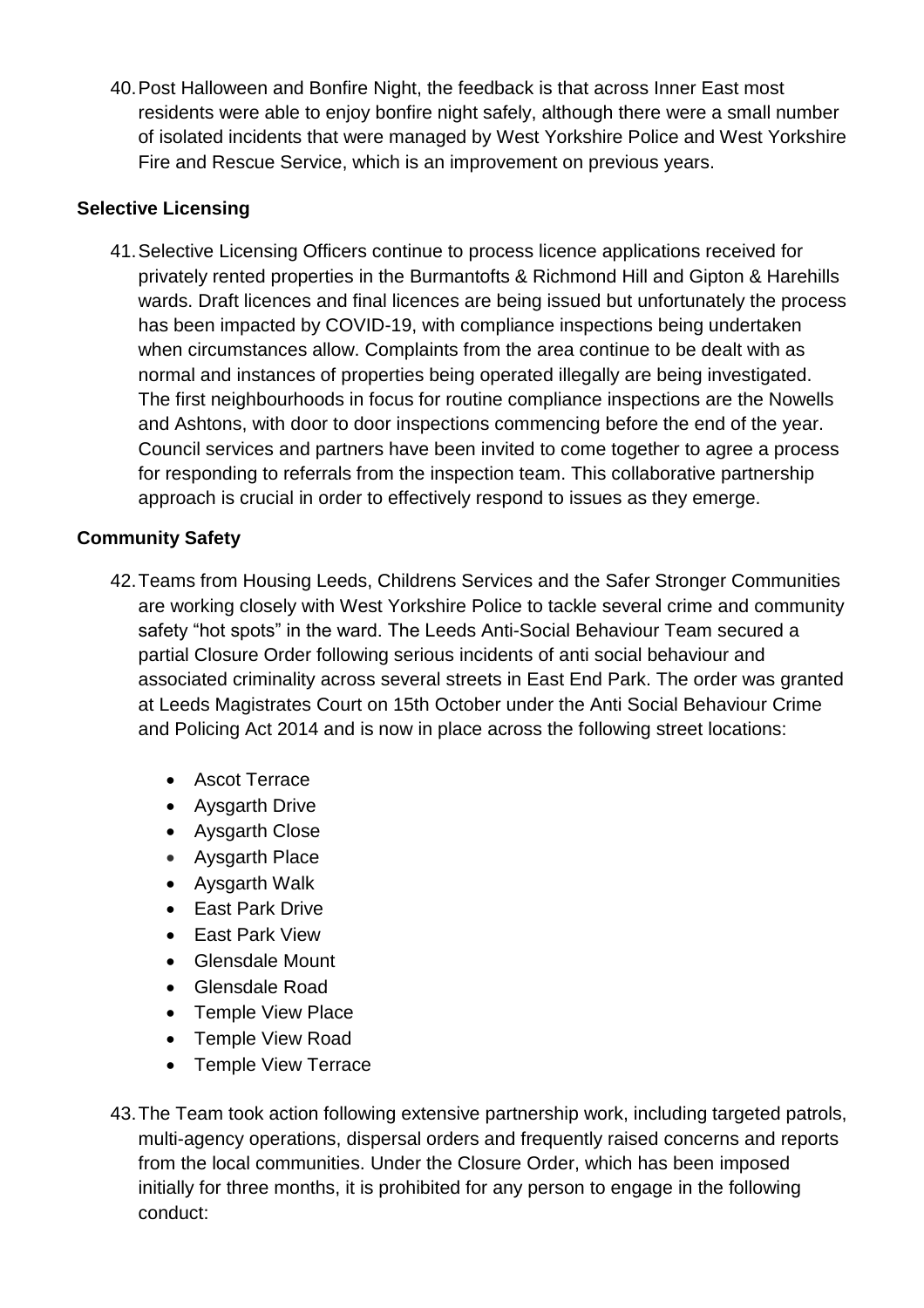40. Post Halloween and Bonfire Night, the feedback is that across Inner East most residents were able to enjoy bonfire night safely, although there were a small number of isolated incidents that were managed by West Yorkshire Police and West Yorkshire Fire and Rescue Service, which is an improvement on previous years.

**Selective Licensing**

41. Selective Licensing Officers continue to process licence applications received for privately rented properties in the Burmantofts & Richmond Hill and Gipton & Harehills wards. Draft licences and final licences are being issued but unfortunately the process has been impacted by COVID-19, with compliance inspections being undertaken when circumstances allow. Complaints from the area continue to be dealt with as normal and instances of properties being operated illegally are being investigated. The first neighbourhoods in focus for routine compliance inspections are the Nowells and Ashtons, with door to door inspections commencing before the end of the year. Council services and partners have been invited to come together to agree a process for responding to referrals from the inspection team. This collaborative partnership approach is crucial in order to effectively respond to issues as they emerge.

**Community Safety**

42. Teams from Housing Leeds, Childrens Services and the Safer Stronger Communities are working closely with West Yorkshire Police to tackle several crime and community safety "hot spots" in the ward. The Leeds Anti-Social Behaviour Team secured a partial Closure Order following serious incidents of anti social behaviour and associated criminality across several streets in East End Park. The order was granted at Leeds Magistrates Court on 15th October under the Anti Social Behaviour Crime and Policing Act 2014 and is now in place across the following street locations:

   - Ascot Terrace
   - Aysgarth Drive
   - Aysgarth Close
   - Aysgarth Place
   - Aysgarth Walk
   - East Park Drive
   - East Park View
   - Glensdale Mount
   - Glensdale Road
   - Temple View Place
   - Temple View Road
   - Temple View Terrace

43. The Team took action following extensive partnership work, including targeted patrols, multi-agency operations, dispersal orders and frequently raised concerns and reports from the local communities. Under the Closure Order, which has been imposed initially for three months, it is prohibited for any person to engage in the following conduct: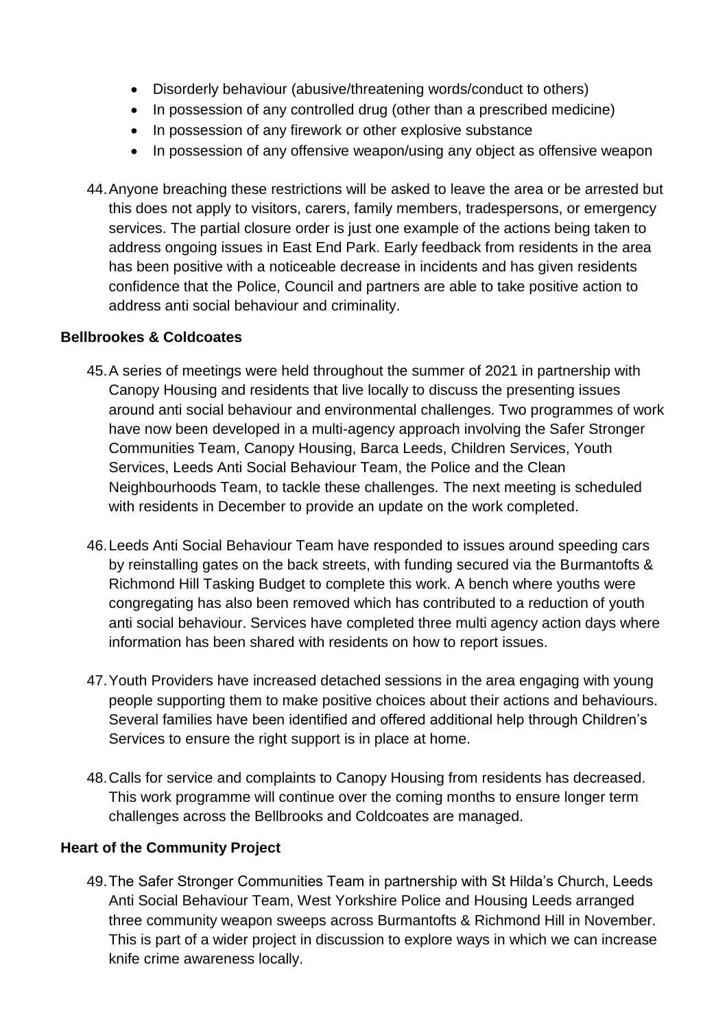- Disorderly behaviour (abusive/threatening words/conduct to others)
- In possession of any controlled drug (other than a prescribed medicine)
- In possession of any firework or other explosive substance
- In possession of any offensive weapon/using any object as offensive weapon

44. Anyone breaching these restrictions will be asked to leave the area or be arrested but this does not apply to visitors, carers, family members, tradespersons, or emergency services. The partial closure order is just one example of the actions being taken to address ongoing issues in East End Park. Early feedback from residents in the area has been positive with a noticeable decrease in incidents and has given residents confidence that the Police, Council and partners are able to take positive action to address anti social behaviour and criminality.

**Bellbrookes & Coldcoates**

45. A series of meetings were held throughout the summer of 2021 in partnership with Canopy Housing and residents that live locally to discuss the presenting issues around anti social behaviour and environmental challenges. Two programmes of work have now been developed in a multi-agency approach involving the Safer Stronger Communities Team, Canopy Housing, Barca Leeds, Children Services, Youth Services, Leeds Anti Social Behaviour Team, the Police and the Clean Neighbourhoods Team, to tackle these challenges. The next meeting is scheduled with residents in December to provide an update on the work completed.

46. Leeds Anti Social Behaviour Team have responded to issues around speeding cars by reinstalling gates on the back streets, with funding secured via the Burmantofts & Richmond Hill Tasking Budget to complete this work. A bench where youths were congregating has also been removed which has contributed to a reduction of youth anti social behaviour. Services have completed three multi agency action days where information has been shared with residents on how to report issues.

47. Youth Providers have increased detached sessions in the area engaging with young people supporting them to make positive choices about their actions and behaviours. Several families have been identified and offered additional help through Children's Services to ensure the right support is in place at home.

48. Calls for service and complaints to Canopy Housing from residents has decreased. This work programme will continue over the coming months to ensure longer term challenges across the Bellbrooks and Coldcoates are managed.

**Heart of the Community Project**

49. The Safer Stronger Communities Team in partnership with St Hilda's Church, Leeds Anti Social Behaviour Team, West Yorkshire Police and Housing Leeds arranged three community weapon sweeps across Burmantofts & Richmond Hill in November. This is part of a wider project in discussion to explore ways in which we can increase knife crime awareness locally.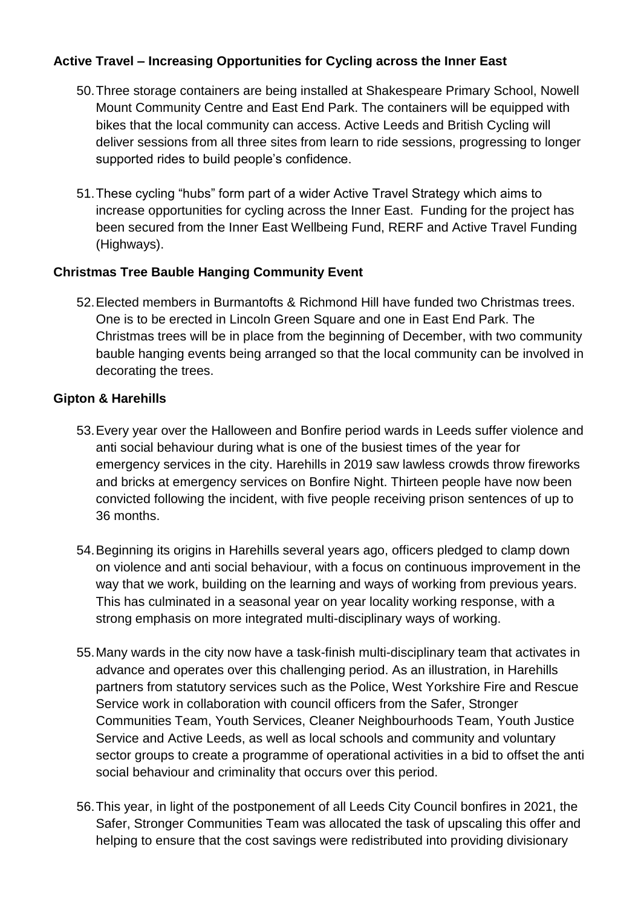**Active Travel – Increasing Opportunities for Cycling across the Inner East**

50. Three storage containers are being installed at Shakespeare Primary School, Nowell Mount Community Centre and East End Park. The containers will be equipped with bikes that the local community can access. Active Leeds and British Cycling will deliver sessions from all three sites from learn to ride sessions, progressing to longer supported rides to build people's confidence.

51. These cycling "hubs" form part of a wider Active Travel Strategy which aims to increase opportunities for cycling across the Inner East. Funding for the project has been secured from the Inner East Wellbeing Fund, RERF and Active Travel Funding (Highways).

**Christmas Tree Bauble Hanging Community Event**

52. Elected members in Burmantofts & Richmond Hill have funded two Christmas trees. One is to be erected in Lincoln Green Square and one in East End Park. The Christmas trees will be in place from the beginning of December, with two community bauble hanging events being arranged so that the local community can be involved in decorating the trees.

**Gipton & Harehills**

53. Every year over the Halloween and Bonfire period wards in Leeds suffer violence and anti social behaviour during what is one of the busiest times of the year for emergency services in the city. Harehills in 2019 saw lawless crowds throw fireworks and bricks at emergency services on Bonfire Night. Thirteen people have now been convicted following the incident, with five people receiving prison sentences of up to 36 months.

54. Beginning its origins in Harehills several years ago, officers pledged to clamp down on violence and anti social behaviour, with a focus on continuous improvement in the way that we work, building on the learning and ways of working from previous years. This has culminated in a seasonal year on year locality working response, with a strong emphasis on more integrated multi-disciplinary ways of working.

55. Many wards in the city now have a task-finish multi-disciplinary team that activates in advance and operates over this challenging period. As an illustration, in Harehills partners from statutory services such as the Police, West Yorkshire Fire and Rescue Service work in collaboration with council officers from the Safer, Stronger Communities Team, Youth Services, Cleaner Neighbourhoods Team, Youth Justice Service and Active Leeds, as well as local schools and community and voluntary sector groups to create a programme of operational activities in a bid to offset the anti social behaviour and criminality that occurs over this period.

56. This year, in light of the postponement of all Leeds City Council bonfires in 2021, the Safer, Stronger Communities Team was allocated the task of upscaling this offer and helping to ensure that the cost savings were redistributed into providing divisionary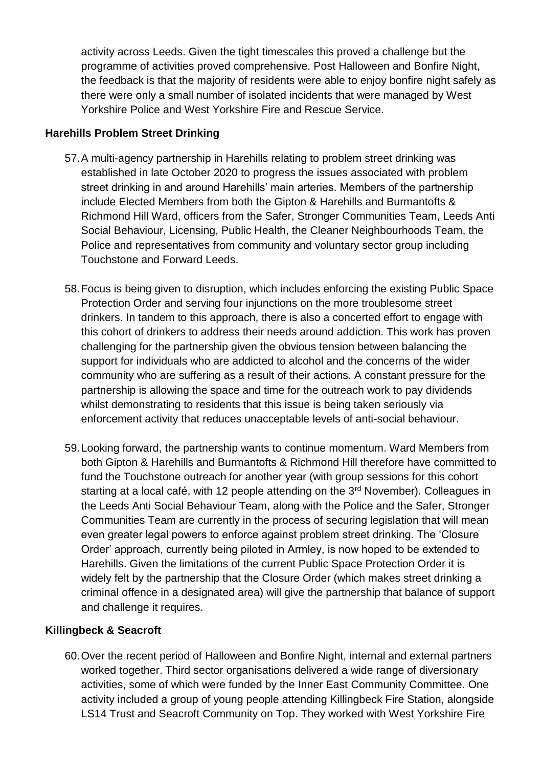activity across Leeds. Given the tight timescales this proved a challenge but the programme of activities proved comprehensive. Post Halloween and Bonfire Night, the feedback is that the majority of residents were able to enjoy bonfire night safely as there were only a small number of isolated incidents that were managed by West Yorkshire Police and West Yorkshire Fire and Rescue Service.

**Harehills Problem Street Drinking**

57. A multi-agency partnership in Harehills relating to problem street drinking was established in late October 2020 to progress the issues associated with problem street drinking in and around Harehills' main arteries. Members of the partnership include Elected Members from both the Gipton & Harehills and Burmantofts & Richmond Hill Ward, officers from the Safer, Stronger Communities Team, Leeds Anti Social Behaviour, Licensing, Public Health, the Cleaner Neighbourhoods Team, the Police and representatives from community and voluntary sector group including Touchstone and Forward Leeds.

58. Focus is being given to disruption, which includes enforcing the existing Public Space Protection Order and serving four injunctions on the more troublesome street drinkers. In tandem to this approach, there is also a concerted effort to engage with this cohort of drinkers to address their needs around addiction. This work has proven challenging for the partnership given the obvious tension between balancing the support for individuals who are addicted to alcohol and the concerns of the wider community who are suffering as a result of their actions. A constant pressure for the partnership is allowing the space and time for the outreach work to pay dividends whilst demonstrating to residents that this issue is being taken seriously via enforcement activity that reduces unacceptable levels of anti-social behaviour.

59. Looking forward, the partnership wants to continue momentum. Ward Members from both Gipton & Harehills and Burmantofts & Richmond Hill therefore have committed to fund the Touchstone outreach for another year (with group sessions for this cohort starting at a local café, with 12 people attending on the 3rd November). Colleagues in the Leeds Anti Social Behaviour Team, along with the Police and the Safer, Stronger Communities Team are currently in the process of securing legislation that will mean even greater legal powers to enforce against problem street drinking. The 'Closure Order' approach, currently being piloted in Armley, is now hoped to be extended to Harehills. Given the limitations of the current Public Space Protection Order it is widely felt by the partnership that the Closure Order (which makes street drinking a criminal offence in a designated area) will give the partnership that balance of support and challenge it requires.

**Killingbeck & Seacroft**

60. Over the recent period of Halloween and Bonfire Night, internal and external partners worked together. Third sector organisations delivered a wide range of diversionary activities, some of which were funded by the Inner East Community Committee. One activity included a group of young people attending Killingbeck Fire Station, alongside LS14 Trust and Seacroft Community on Top. They worked with West Yorkshire Fire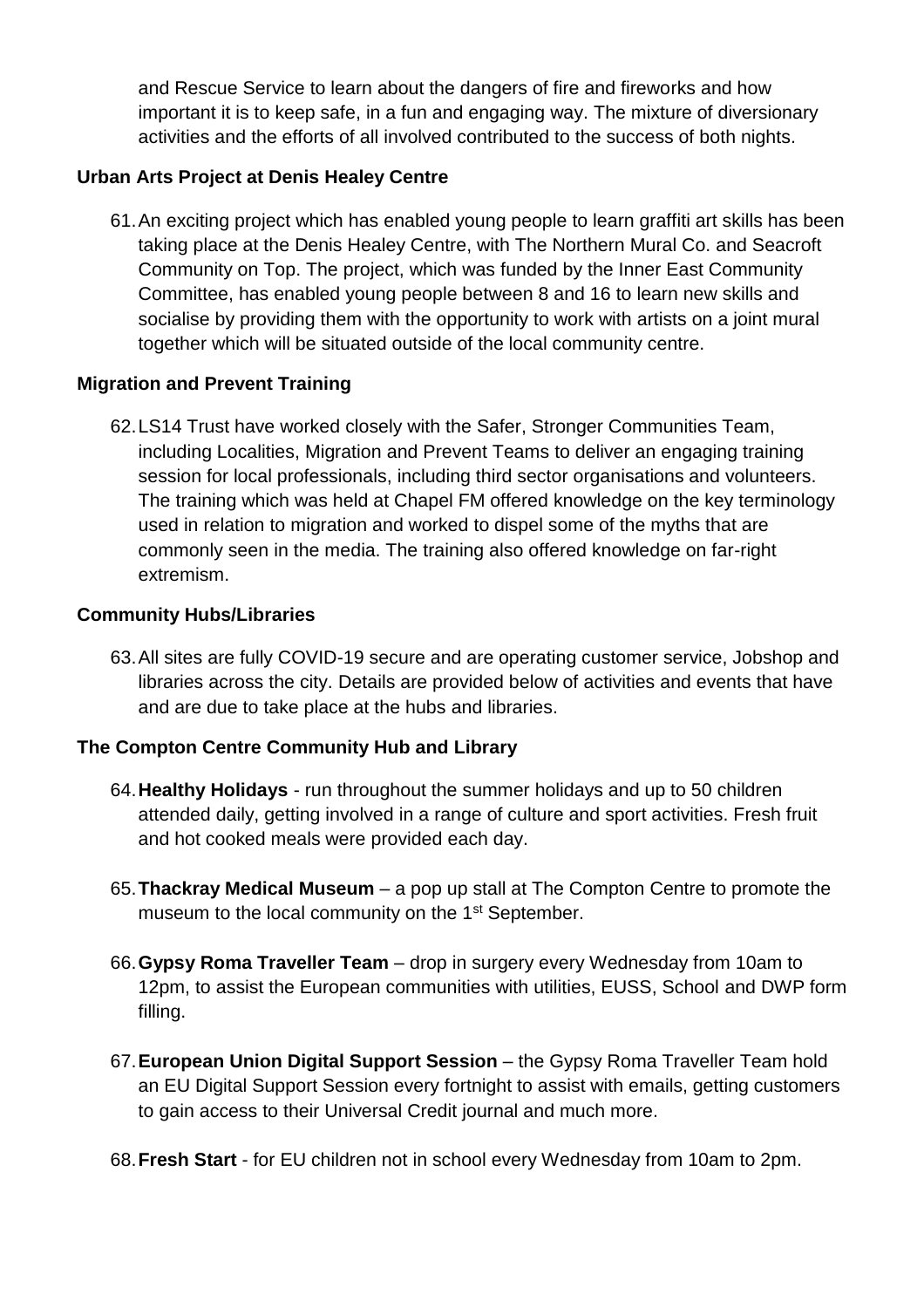and Rescue Service to learn about the dangers of fire and fireworks and how important it is to keep safe, in a fun and engaging way. The mixture of diversionary activities and the efforts of all involved contributed to the success of both nights.

**Urban Arts Project at Denis Healey Centre**

61. An exciting project which has enabled young people to learn graffiti art skills has been taking place at the Denis Healey Centre, with The Northern Mural Co. and Seacroft Community on Top. The project, which was funded by the Inner East Community Committee, has enabled young people between 8 and 16 to learn new skills and socialise by providing them with the opportunity to work with artists on a joint mural together which will be situated outside of the local community centre.

**Migration and Prevent Training**

62. LS14 Trust have worked closely with the Safer, Stronger Communities Team, including Localities, Migration and Prevent Teams to deliver an engaging training session for local professionals, including third sector organisations and volunteers. The training which was held at Chapel FM offered knowledge on the key terminology used in relation to migration and worked to dispel some of the myths that are commonly seen in the media. The training also offered knowledge on far-right extremism.

**Community Hubs/Libraries**

63. All sites are fully COVID-19 secure and are operating customer service, Jobshop and libraries across the city. Details are provided below of activities and events that have and are due to take place at the hubs and libraries.

**The Compton Centre Community Hub and Library**

64. **Healthy Holidays** - run throughout the summer holidays and up to 50 children attended daily, getting involved in a range of culture and sport activities. Fresh fruit and hot cooked meals were provided each day.

65. **Thackray Medical Museum** – a pop up stall at The Compton Centre to promote the museum to the local community on the 1st September.

66. **Gypsy Roma Traveller Team** – drop in surgery every Wednesday from 10am to 12pm, to assist the European communities with utilities, EUSS, School and DWP form filling.

67. **European Union Digital Support Session** – the Gypsy Roma Traveller Team hold an EU Digital Support Session every fortnight to assist with emails, getting customers to gain access to their Universal Credit journal and much more.

68. **Fresh Start** - for EU children not in school every Wednesday from 10am to 2pm.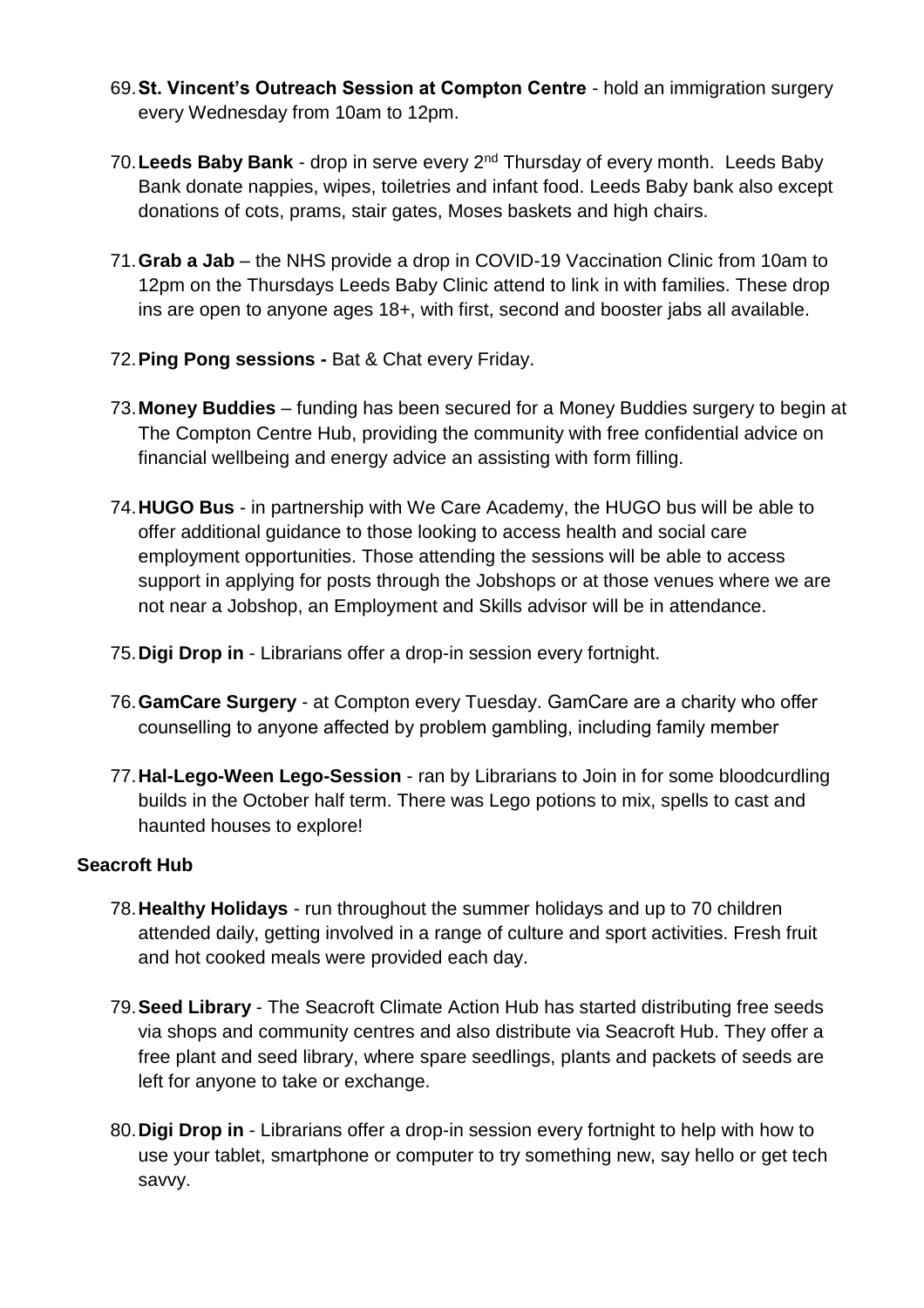69. **St. Vincent's Outreach Session at Compton Centre** - hold an immigration surgery every Wednesday from 10am to 12pm.

70. **Leeds Baby Bank** - drop in serve every 2nd Thursday of every month. Leeds Baby Bank donate nappies, wipes, toiletries and infant food. Leeds Baby bank also except donations of cots, prams, stair gates, Moses baskets and high chairs.

71. **Grab a Jab** – the NHS provide a drop in COVID-19 Vaccination Clinic from 10am to 12pm on the Thursdays Leeds Baby Clinic attend to link in with families. These drop ins are open to anyone ages 18+, with first, second and booster jabs all available.

72. **Ping Pong sessions -** Bat & Chat every Friday.

73. **Money Buddies** – funding has been secured for a Money Buddies surgery to begin at The Compton Centre Hub, providing the community with free confidential advice on financial wellbeing and energy advice an assisting with form filling.

74. **HUGO Bus** - in partnership with We Care Academy, the HUGO bus will be able to offer additional guidance to those looking to access health and social care employment opportunities. Those attending the sessions will be able to access support in applying for posts through the Jobshops or at those venues where we are not near a Jobshop, an Employment and Skills advisor will be in attendance.

75. **Digi Drop in** - Librarians offer a drop-in session every fortnight.

76. **GamCare Surgery** - at Compton every Tuesday. GamCare are a charity who offer counselling to anyone affected by problem gambling, including family member

77. **Hal-Lego-Ween Lego-Session** - ran by Librarians to Join in for some bloodcurdling builds in the October half term. There was Lego potions to mix, spells to cast and haunted houses to explore!

**Seacroft Hub**

78. **Healthy Holidays** - run throughout the summer holidays and up to 70 children attended daily, getting involved in a range of culture and sport activities. Fresh fruit and hot cooked meals were provided each day.

79. **Seed Library** - The Seacroft Climate Action Hub has started distributing free seeds via shops and community centres and also distribute via Seacroft Hub. They offer a free plant and seed library, where spare seedlings, plants and packets of seeds are left for anyone to take or exchange.

80. **Digi Drop in** - Librarians offer a drop-in session every fortnight to help with how to use your tablet, smartphone or computer to try something new, say hello or get tech savvy.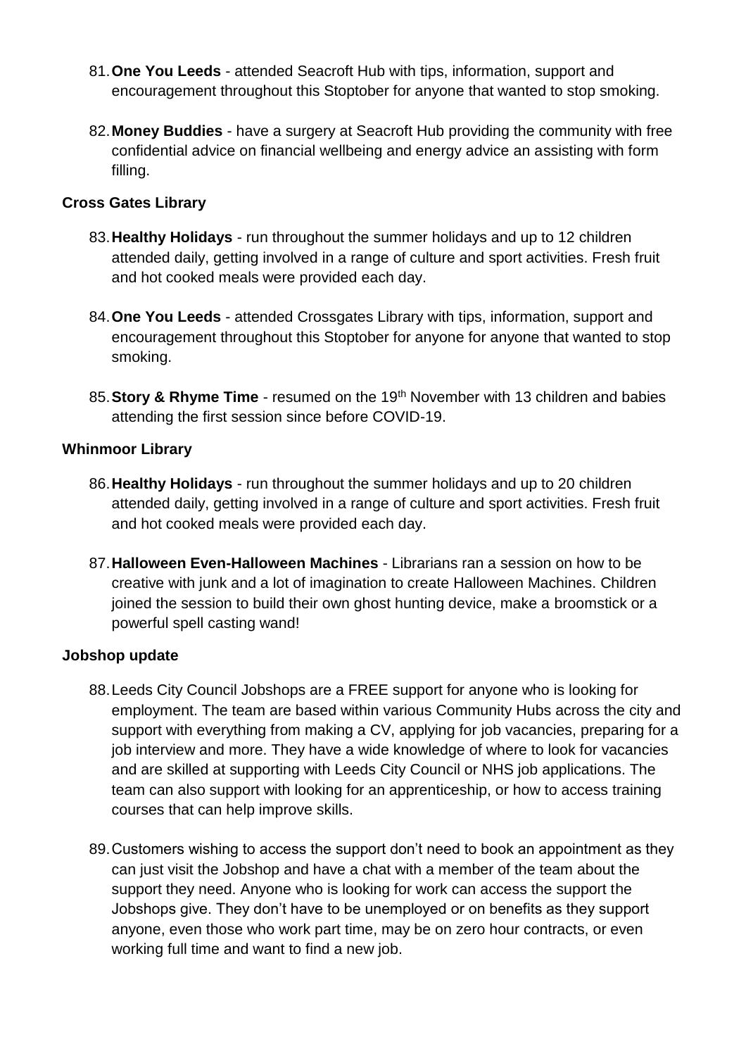81. **One You Leeds** - attended Seacroft Hub with tips, information, support and encouragement throughout this Stoptober for anyone that wanted to stop smoking.

82. **Money Buddies** - have a surgery at Seacroft Hub providing the community with free confidential advice on financial wellbeing and energy advice an assisting with form filling.

**Cross Gates Library**

83. **Healthy Holidays** - run throughout the summer holidays and up to 12 children attended daily, getting involved in a range of culture and sport activities. Fresh fruit and hot cooked meals were provided each day.

84. **One You Leeds** - attended Crossgates Library with tips, information, support and encouragement throughout this Stoptober for anyone for anyone that wanted to stop smoking.

85. **Story & Rhyme Time** - resumed on the 19th November with 13 children and babies attending the first session since before COVID-19.

**Whinmoor Library**

86. **Healthy Holidays** - run throughout the summer holidays and up to 20 children attended daily, getting involved in a range of culture and sport activities. Fresh fruit and hot cooked meals were provided each day.

87. **Halloween Even-Halloween Machines** - Librarians ran a session on how to be creative with junk and a lot of imagination to create Halloween Machines. Children joined the session to build their own ghost hunting device, make a broomstick or a powerful spell casting wand!

**Jobshop update**

88. Leeds City Council Jobshops are a FREE support for anyone who is looking for employment. The team are based within various Community Hubs across the city and support with everything from making a CV, applying for job vacancies, preparing for a job interview and more. They have a wide knowledge of where to look for vacancies and are skilled at supporting with Leeds City Council or NHS job applications. The team can also support with looking for an apprenticeship, or how to access training courses that can help improve skills.

89. Customers wishing to access the support don't need to book an appointment as they can just visit the Jobshop and have a chat with a member of the team about the support they need. Anyone who is looking for work can access the support the Jobshops give. They don't have to be unemployed or on benefits as they support anyone, even those who work part time, may be on zero hour contracts, or even working full time and want to find a new job.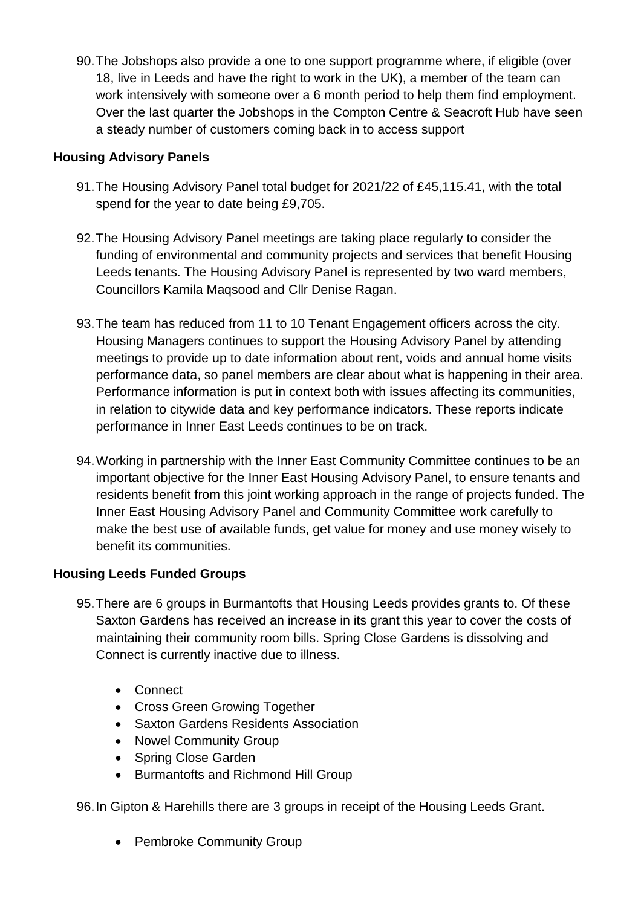90. The Jobshops also provide a one to one support programme where, if eligible (over 18, live in Leeds and have the right to work in the UK), a member of the team can work intensively with someone over a 6 month period to help them find employment. Over the last quarter the Jobshops in the Compton Centre & Seacroft Hub have seen a steady number of customers coming back in to access support

**Housing Advisory Panels**

91. The Housing Advisory Panel total budget for 2021/22 of £45,115.41, with the total spend for the year to date being £9,705.

92. The Housing Advisory Panel meetings are taking place regularly to consider the funding of environmental and community projects and services that benefit Housing Leeds tenants. The Housing Advisory Panel is represented by two ward members, Councillors Kamila Maqsood and Cllr Denise Ragan.

93. The team has reduced from 11 to 10 Tenant Engagement officers across the city. Housing Managers continues to support the Housing Advisory Panel by attending meetings to provide up to date information about rent, voids and annual home visits performance data, so panel members are clear about what is happening in their area. Performance information is put in context both with issues affecting its communities, in relation to citywide data and key performance indicators. These reports indicate performance in Inner East Leeds continues to be on track.

94. Working in partnership with the Inner East Community Committee continues to be an important objective for the Inner East Housing Advisory Panel, to ensure tenants and residents benefit from this joint working approach in the range of projects funded. The Inner East Housing Advisory Panel and Community Committee work carefully to make the best use of available funds, get value for money and use money wisely to benefit its communities.

**Housing Leeds Funded Groups**

95. There are 6 groups in Burmantofts that Housing Leeds provides grants to. Of these Saxton Gardens has received an increase in its grant this year to cover the costs of maintaining their community room bills. Spring Close Gardens is dissolving and Connect is currently inactive due to illness.

    - Connect
    - Cross Green Growing Together
    - Saxton Gardens Residents Association
    - Nowel Community Group
    - Spring Close Garden
    - Burmantofts and Richmond Hill Group

96. In Gipton & Harehills there are 3 groups in receipt of the Housing Leeds Grant.

    - Pembroke Community Group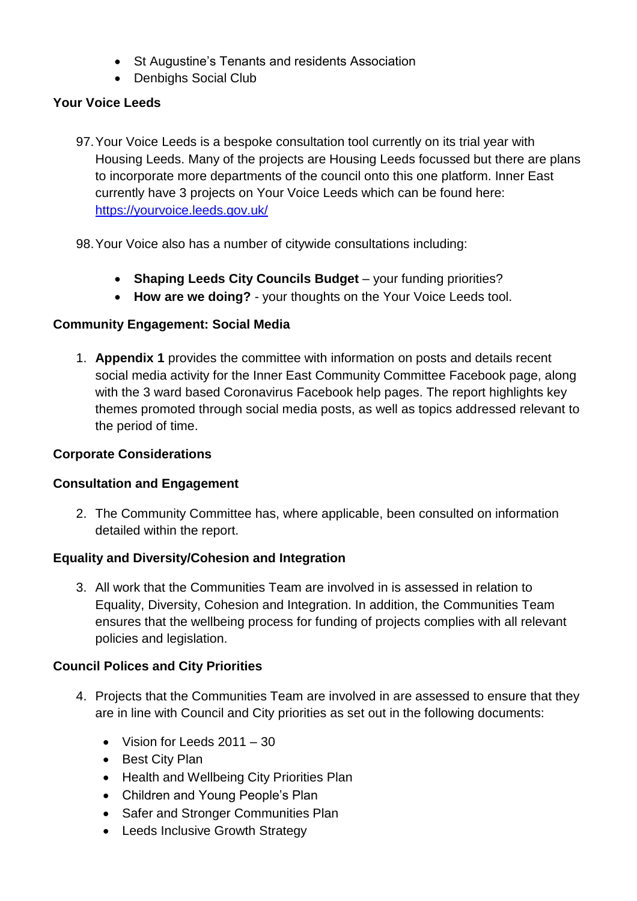- St Augustine's Tenants and residents Association
- Denbighs Social Club

**Your Voice Leeds**

97. Your Voice Leeds is a bespoke consultation tool currently on its trial year with Housing Leeds. Many of the projects are Housing Leeds focussed but there are plans to incorporate more departments of the council onto this one platform. Inner East currently have 3 projects on Your Voice Leeds which can be found here: https://yourvoice.leeds.gov.uk/

98. Your Voice also has a number of citywide consultations including:

    - **Shaping Leeds City Councils Budget** – your funding priorities?
    - **How are we doing?** - your thoughts on the Your Voice Leeds tool.

**Community Engagement: Social Media**

1. **Appendix 1** provides the committee with information on posts and details recent social media activity for the Inner East Community Committee Facebook page, along with the 3 ward based Coronavirus Facebook help pages. The report highlights key themes promoted through social media posts, as well as topics addressed relevant to the period of time.

**Corporate Considerations**

**Consultation and Engagement**

2. The Community Committee has, where applicable, been consulted on information detailed within the report.

**Equality and Diversity/Cohesion and Integration**

3. All work that the Communities Team are involved in is assessed in relation to Equality, Diversity, Cohesion and Integration. In addition, the Communities Team ensures that the wellbeing process for funding of projects complies with all relevant policies and legislation.

**Council Polices and City Priorities**

4. Projects that the Communities Team are involved in are assessed to ensure that they are in line with Council and City priorities as set out in the following documents:

    - Vision for Leeds 2011 – 30
    - Best City Plan
    - Health and Wellbeing City Priorities Plan
    - Children and Young People's Plan
    - Safer and Stronger Communities Plan
    - Leeds Inclusive Growth Strategy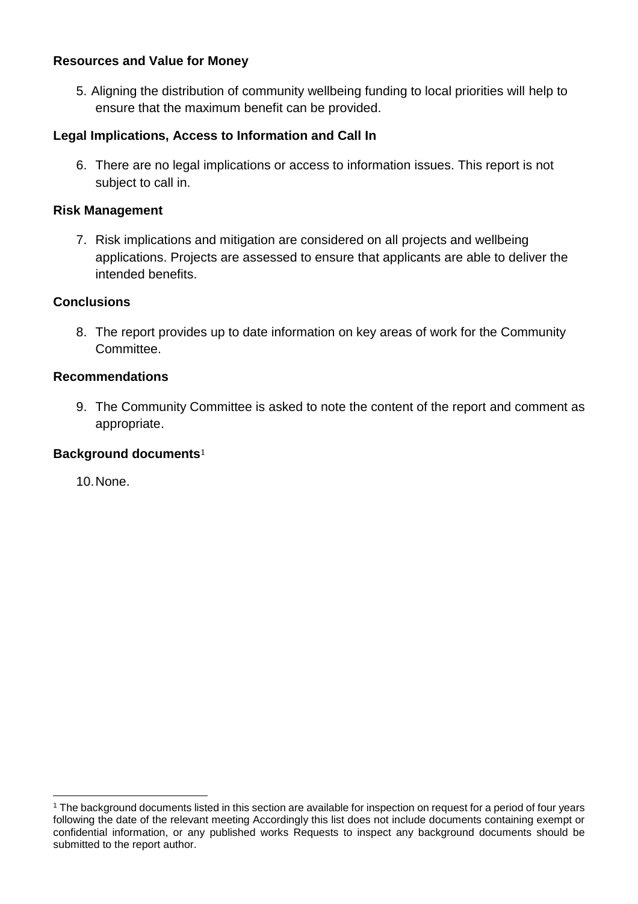**Resources and Value for Money**

5. Aligning the distribution of community wellbeing funding to local priorities will help to ensure that the maximum benefit can be provided.

**Legal Implications, Access to Information and Call In**

6. There are no legal implications or access to information issues. This report is not subject to call in.

**Risk Management**

7. Risk implications and mitigation are considered on all projects and wellbeing applications. Projects are assessed to ensure that applicants are able to deliver the intended benefits.

**Conclusions**

8. The report provides up to date information on key areas of work for the Community Committee.

**Recommendations**

9. The Community Committee is asked to note the content of the report and comment as appropriate.

**Background documents**[1]

10. None.

[1] The background documents listed in this section are available for inspection on request for a period of four years following the date of the relevant meeting Accordingly this list does not include documents containing exempt or confidential information, or any published works Requests to inspect any background documents should be submitted to the report author.